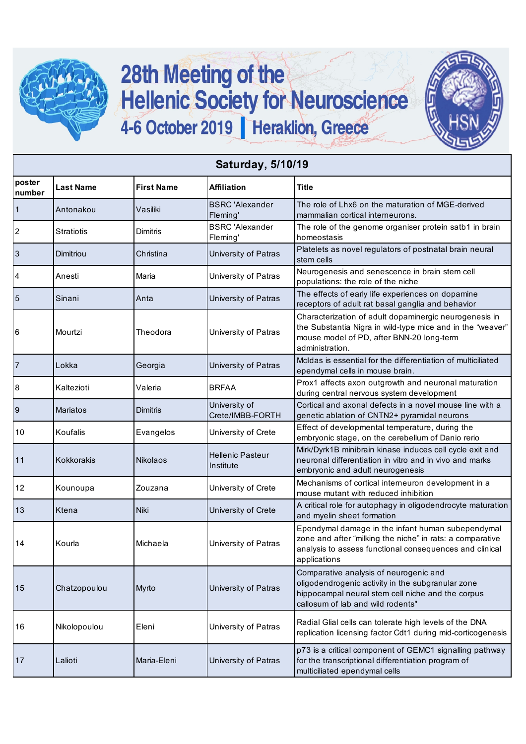# 28th Meeting of the Hellenic Society for Neuroscience

## 4-6 October 2019 | Heraklion, Greece

HSN

| Saturday, 5/10/19 | | | | |
|---|---|---|---|---|
| poster number | Last Name | First Name | Affiliation | Title |
| 1 | Antonakou | Vasiliki | BSRC 'Alexander Fleming' | The role of Lhx6 on the maturation of MGE-derived mammalian cortical interneurons. |
| 2 | Stratiotis | Dimitris | BSRC 'Alexander Fleming' | The role of the genome organiser protein satb1 in brain homeostasis |
| 3 | Dimitriou | Christina | University of Patras | Platelets as novel regulators of postnatal brain neural stem cells |
| 4 | Anesti | Maria | University of Patras | Neurogenesis and senescence in brain stem cell populations: the role of the niche |
| 5 | Sinani | Anta | University of Patras | The effects of early life experiences on dopamine receptors of adult rat basal ganglia and behavior |
| 6 | Mourtzi | Theodora | University of Patras | Characterization of adult dopaminergic neurogenesis in the Substantia Nigra in wild-type mice and in the "weaver" mouse model of PD, after BNN-20 long-term administration. |
| 7 | Lokka | Georgia | University of Patras | Mcldas is essential for the differentiation of multiciliated ependymal cells in mouse brain. |
| 8 | Kaltezioti | Valeria | BRFAA | Prox1 affects axon outgrowth and neuronal maturation during central nervous system development |
| 9 | Mariatos | Dimitris | University of Crete/IMBB-FORTH | Cortical and axonal defects in a novel mouse line with a genetic ablation of CNTN2+ pyramidal neurons |
| 10 | Koufalis | Evangelos | University of Crete | Effect of developmental temperature, during the embryonic stage, on the cerebellum of Danio rerio |
| 11 | Kokkorakis | Nikolaos | Hellenic Pasteur Institute | Mirk/Dyrk1B minibrain kinase induces cell cycle exit and neuronal differentiation in vitro and in vivo and marks embryonic and adult neurogenesis |
| 12 | Kounoupa | Zouzana | University of Crete | Mechanisms of cortical interneuron development in a mouse mutant with reduced inhibition |
| 13 | Ktena | Niki | University of Crete | A critical role for autophagy in oligodendrocyte maturation and myelin sheet formation |
| 14 | Kourla | Michaela | University of Patras | Ependymal damage in the infant human subependymal zone and after "milking the niche" in rats: a comparative analysis to assess functional consequences and clinical applications |
| 15 | Chatzopoulou | Myrto | University of Patras | Comparative analysis of neurogenic and oligodendrogenic activity in the subgranular zone hippocampal neural stem cell niche and the corpus callosum of lab and wild rodents" |
| 16 | Nikolopoulou | Eleni | University of Patras | Radial Glial cells can tolerate high levels of the DNA replication licensing factor Cdt1 during mid-corticogenesis |
| 17 | Lalioti | Maria-Eleni | University of Patras | p73 is a critical component of GEMC1 signalling pathway for the transcriptional differentiation program of multiciliated ependymal cells |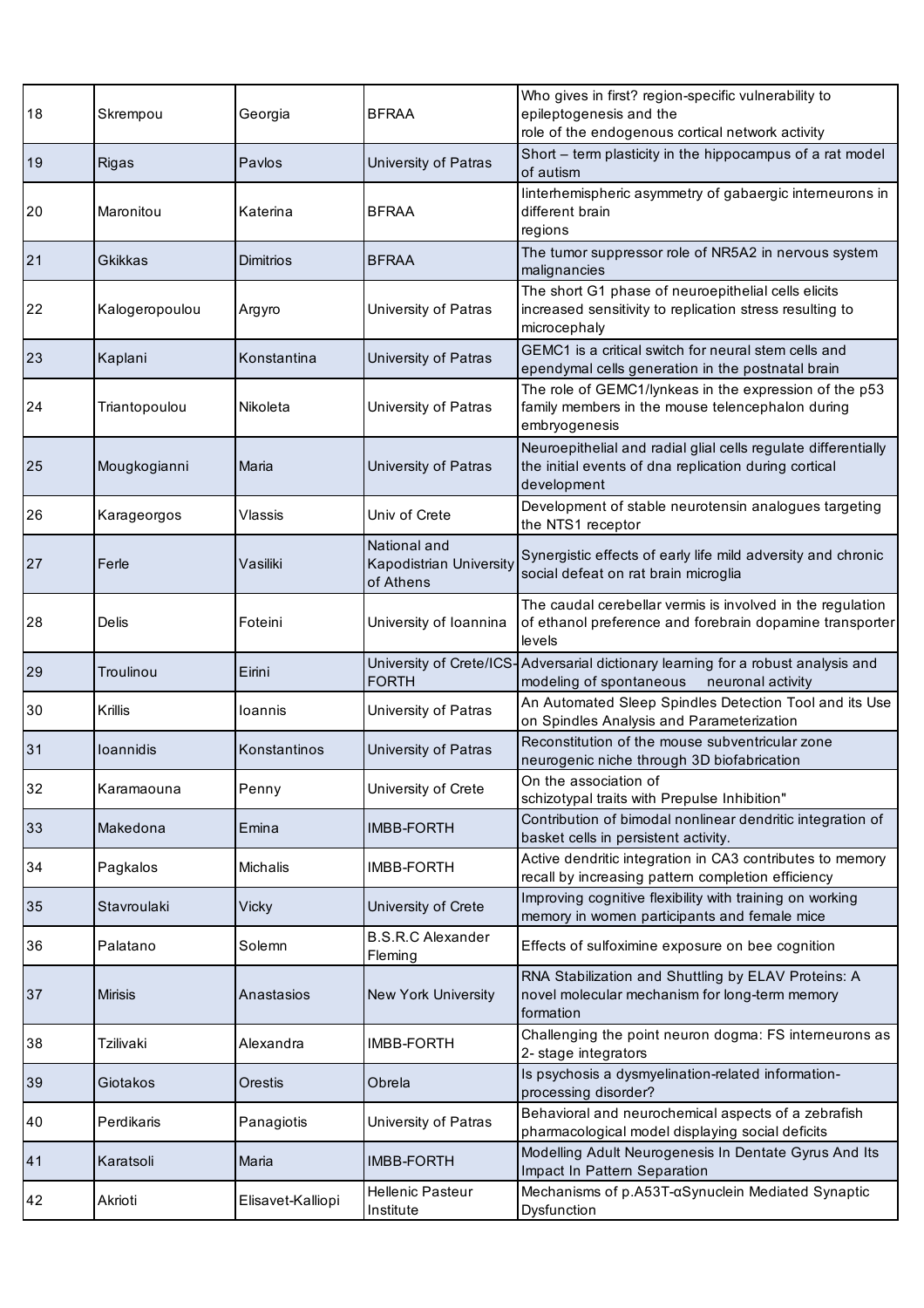| 18 | Skrempou | Georgia | BFRAA | Who gives in first? region-specific vulnerability to epileptogenesis and the role of the endogenous cortical network activity |
|---|---|---|---|---|
| 19 | Rigas | Pavlos | University of Patras | Short – term plasticity in the hippocampus of a rat model of autism |
| 20 | Maronitou | Katerina | BFRAA | Iinterhemispheric asymmetry of gabaergic interneurons in different brain regions |
| 21 | Gkikkas | Dimitrios | BFRAA | The tumor suppressor role of NR5A2 in nervous system malignancies |
| 22 | Kalogeropoulou | Argyro | University of Patras | The short G1 phase of neuroepithelial cells elicits increased sensitivity to replication stress resulting to microcephaly |
| 23 | Kaplani | Konstantina | University of Patras | GEMC1 is a critical switch for neural stem cells and ependymal cells generation in the postnatal brain |
| 24 | Triantopoulou | Nikoleta | University of Patras | The role of GEMC1/lynkeas in the expression of the p53 family members in the mouse telencephalon during embryogenesis |
| 25 | Mougkogianni | Maria | University of Patras | Neuroepithelial and radial glial cells regulate differentially the initial events of dna replication during cortical development |
| 26 | Karageorgos | Vlassis | Univ of Crete | Development of stable neurotensin analogues targeting the NTS1 receptor |
| 27 | Ferle | Vasiliki | National and Kapodistrian University of Athens | Synergistic effects of early life mild adversity and chronic social defeat on rat brain microglia |
| 28 | Delis | Foteini | University of Ioannina | The caudal cerebellar vermis is involved in the regulation of ethanol preference and forebrain dopamine transporter levels |
| 29 | Troulinou | Eirini | University of Crete/ICS-FORTH | Adversarial dictionary learning for a robust analysis and modeling of spontaneous neuronal activity |
| 30 | Krillis | Ioannis | University of Patras | An Automated Sleep Spindles Detection Tool and its Use on Spindles Analysis and Parameterization |
| 31 | Ioannidis | Konstantinos | University of Patras | Reconstitution of the mouse subventricular zone neurogenic niche through 3D biofabrication |
| 32 | Karamaouna | Penny | University of Crete | On the association of schizotypal traits with Prepulse Inhibition" |
| 33 | Makedona | Emina | IMBB-FORTH | Contribution of bimodal nonlinear dendritic integration of basket cells in persistent activity. |
| 34 | Pagkalos | Michalis | IMBB-FORTH | Active dendritic integration in CA3 contributes to memory recall by increasing pattern completion efficiency |
| 35 | Stavroulaki | Vicky | University of Crete | Improving cognitive flexibility with training on working memory in women participants and female mice |
| 36 | Palatano | Solemn | B.S.R.C Alexander Fleming | Effects of sulfoximine exposure on bee cognition |
| 37 | Mirisis | Anastasios | New York University | RNA Stabilization and Shuttling by ELAV Proteins: A novel molecular mechanism for long-term memory formation |
| 38 | Tzilivaki | Alexandra | IMBB-FORTH | Challenging the point neuron dogma: FS interneurons as 2- stage integrators |
| 39 | Giotakos | Orestis | Obrela | Is psychosis a dysmyelination-related information-processing disorder? |
| 40 | Perdikaris | Panagiotis | University of Patras | Behavioral and neurochemical aspects of a zebrafish pharmacological model displaying social deficits |
| 41 | Karatsoli | Maria | IMBB-FORTH | Modelling Adult Neurogenesis In Dentate Gyrus And Its Impact In Pattern Separation |
| 42 | Akrioti | Elisavet-Kalliopi | Hellenic Pasteur Institute | Mechanisms of p.A53T-αSynuclein Mediated Synaptic Dysfunction |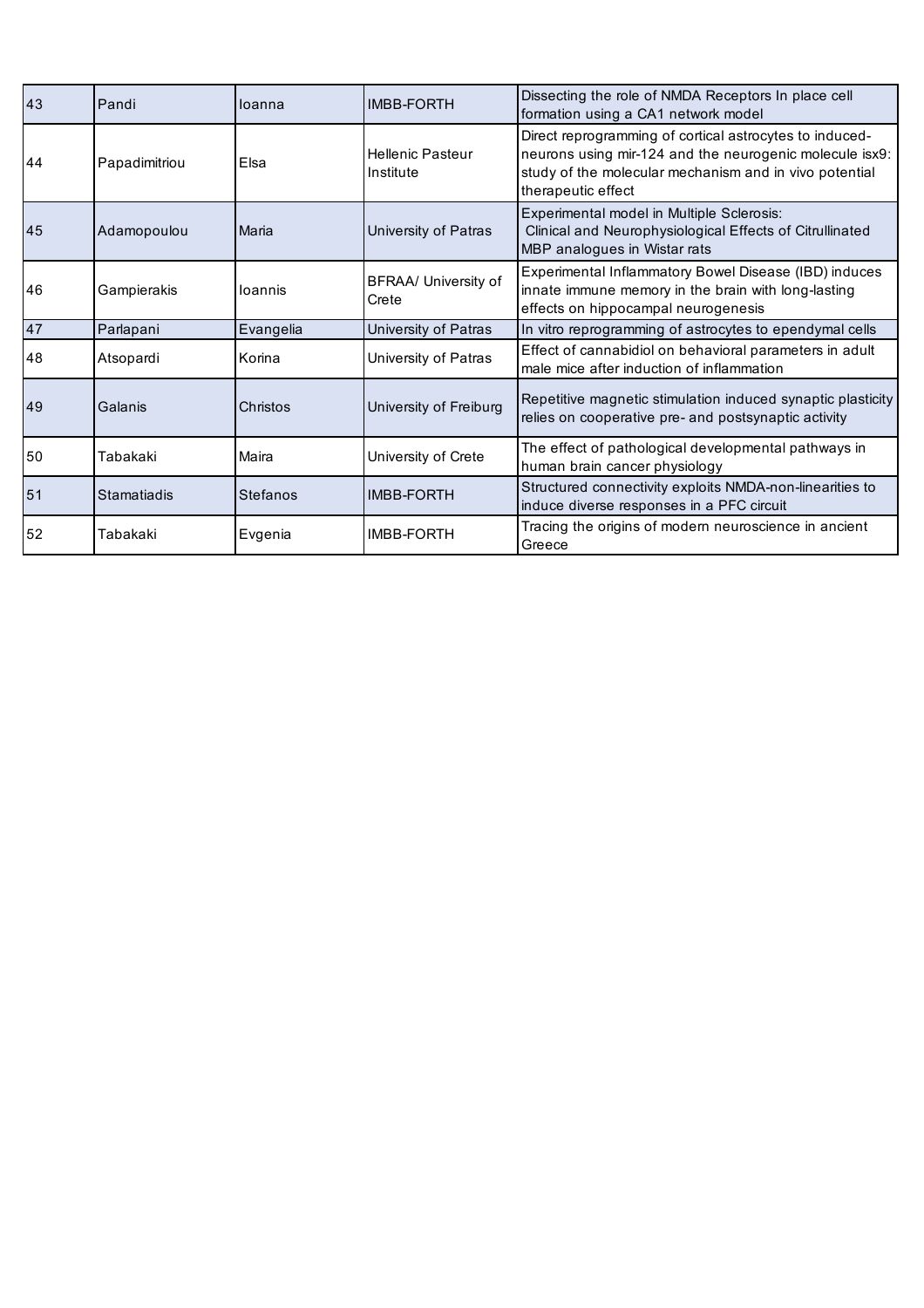| | | | | |
|---|---|---|---|---|
| 43 | Pandi | Ioanna | IMBB-FORTH | Dissecting the role of NMDA Receptors In place cell formation using a CA1 network model |
| 44 | Papadimitriou | Elsa | Hellenic Pasteur Institute | Direct reprogramming of cortical astrocytes to induced-neurons using mir-124 and the neurogenic molecule isx9: study of the molecular mechanism and in vivo potential therapeutic effect |
| 45 | Adamopoulou | Maria | University of Patras | Experimental model in Multiple Sclerosis: Clinical and Neurophysiological Effects of Citrullinated MBP analogues in Wistar rats |
| 46 | Gampierakis | Ioannis | BFRAA/ University of Crete | Experimental Inflammatory Bowel Disease (IBD) induces innate immune memory in the brain with long-lasting effects on hippocampal neurogenesis |
| 47 | Parlapani | Evangelia | University of Patras | In vitro reprogramming of astrocytes to ependymal cells |
| 48 | Atsopardi | Korina | University of Patras | Effect of cannabidiol on behavioral parameters in adult male mice after induction of inflammation |
| 49 | Galanis | Christos | University of Freiburg | Repetitive magnetic stimulation induced synaptic plasticity relies on cooperative pre- and postsynaptic activity |
| 50 | Tabakaki | Maira | University of Crete | The effect of pathological developmental pathways in human brain cancer physiology |
| 51 | Stamatiadis | Stefanos | IMBB-FORTH | Structured connectivity exploits NMDA-non-linearities to induce diverse responses in a PFC circuit |
| 52 | Tabakaki | Evgenia | IMBB-FORTH | Tracing the origins of modern neuroscience in ancient Greece |